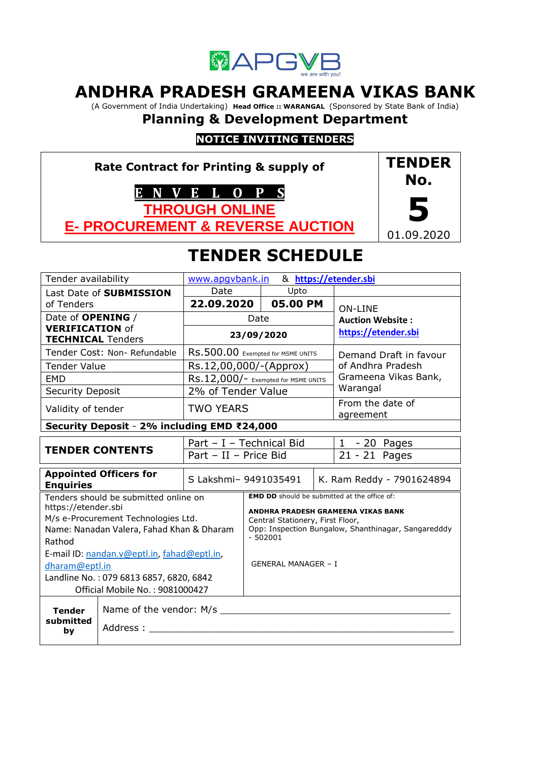APGVB
we are with you!

# ANDHRA PRADESH GRAMEENA VIKAS BANK

(A Government of India Undertaking) **Head Office :: WARANGAL** (Sponsored by State Bank of India)

## Planning & Development Department

**NOTICE INVITING TENDERS**

| **Rate Contract for Printing & supply of** **E N V E L O P S** **THROUGH ONLINE** **E- PROCUREMENT & REVERSE AUCTION** | **TENDER No.** **5** 01.09.2020 |
|---|---|

# TENDER SCHEDULE

| Tender availability | www.apgvbank.in & **https://etender.sbi** | | |
|---|---|---|---|
| Last Date of **SUBMISSION** of Tenders | Date **22.09.2020** | Upto **05.00 PM** | ON-LINE **Auction Website :** **https://etender.sbi** |
| Date of **OPENING** / **VERIFICATION** of **TECHNICAL** Tenders | Date **23/09/2020** | | |
| Tender Cost: Non- Refundable | Rs.500.00 Exempted for MSME UNITS | | Demand Draft in favour of Andhra Pradesh Grameena Vikas Bank, Warangal |
| Tender Value | Rs.12,00,000/-(Approx) | | |
| EMD | Rs.12,000/- Exempted for MSME UNITS | | |
| Security Deposit | 2% of Tender Value | | |
| Validity of tender | TWO YEARS | | From the date of agreement |
| **Security Deposit - 2% including EMD ₹24,000** | | | |

| **TENDER CONTENTS** | Part – I – Technical Bid | 1 - 20 Pages |
|---|---|---|
| | Part – II – Price Bid | 21 - 21 Pages |

| **Appointed Officers for Enquiries** | S Lakshmi– 9491035491 | K. Ram Reddy - 7901624894 |
|---|---|---|

| Tenders should be submitted online on https://etender.sbi M/s e-Procurement Technologies Ltd. Name: Nanadan Valera, Fahad Khan & Dharam Rathod E-mail ID: nandan.v@eptl.in, fahad@eptl.in, dharam@eptl.in Landline No. : 079 6813 6857, 6820, 6842 Official Mobile No. : 9081000427 | **EMD DD** should be submitted at the office of: **ANDHRA PRADESH GRAMEENA VIKAS BANK** Central Stationery, First Floor, Opp: Inspection Bungalow, Shanthinagar, Sangaredddy - 502001 GENERAL MANAGER – I |
|---|---|

| **Tender submitted by** | Name of the vendor: M/s ______________________________ Address : ______________________________ |
|---|---|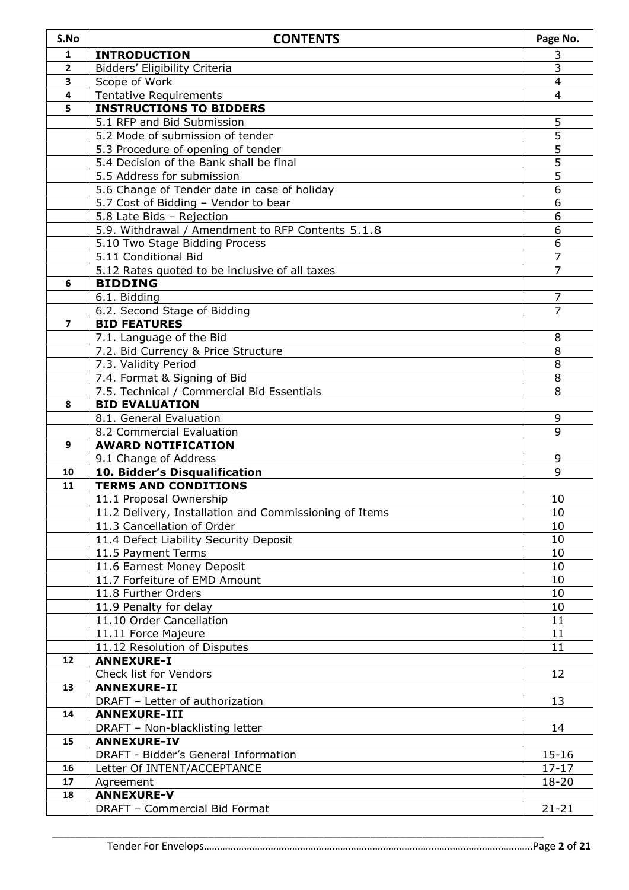| S.No | CONTENTS | Page No. |
|---|---|---|
| 1 | **INTRODUCTION** | 3 |
| 2 | Bidders' Eligibility Criteria | 3 |
| 3 | Scope of Work | 4 |
| 4 | Tentative Requirements | 4 |
| 5 | **INSTRUCTIONS TO BIDDERS** | |
| | 5.1 RFP and Bid Submission | 5 |
| | 5.2 Mode of submission of tender | 5 |
| | 5.3 Procedure of opening of tender | 5 |
| | 5.4 Decision of the Bank shall be final | 5 |
| | 5.5 Address for submission | 5 |
| | 5.6 Change of Tender date in case of holiday | 6 |
| | 5.7 Cost of Bidding – Vendor to bear | 6 |
| | 5.8 Late Bids – Rejection | 6 |
| | 5.9. Withdrawal / Amendment to RFP Contents 5.1.8 | 6 |
| | 5.10 Two Stage Bidding Process | 6 |
| | 5.11 Conditional Bid | 7 |
| | 5.12 Rates quoted to be inclusive of all taxes | 7 |
| 6 | **BIDDING** | |
| | 6.1. Bidding | 7 |
| | 6.2. Second Stage of Bidding | 7 |
| 7 | **BID FEATURES** | |
| | 7.1. Language of the Bid | 8 |
| | 7.2. Bid Currency & Price Structure | 8 |
| | 7.3. Validity Period | 8 |
| | 7.4. Format & Signing of Bid | 8 |
| | 7.5. Technical / Commercial Bid Essentials | 8 |
| 8 | **BID EVALUATION** | |
| | 8.1. General Evaluation | 9 |
| | 8.2 Commercial Evaluation | 9 |
| 9 | **AWARD NOTIFICATION** | |
| | 9.1 Change of Address | 9 |
| 10 | **10. Bidder's Disqualification** | 9 |
| 11 | **TERMS AND CONDITIONS** | |
| | 11.1 Proposal Ownership | 10 |
| | 11.2 Delivery, Installation and Commissioning of Items | 10 |
| | 11.3 Cancellation of Order | 10 |
| | 11.4 Defect Liability Security Deposit | 10 |
| | 11.5 Payment Terms | 10 |
| | 11.6 Earnest Money Deposit | 10 |
| | 11.7 Forfeiture of EMD Amount | 10 |
| | 11.8 Further Orders | 10 |
| | 11.9 Penalty for delay | 10 |
| | 11.10 Order Cancellation | 11 |
| | 11.11 Force Majeure | 11 |
| | 11.12 Resolution of Disputes | 11 |
| 12 | **ANNEXURE-I** | |
| | Check list for Vendors | 12 |
| 13 | **ANNEXURE-II** | |
| | DRAFT – Letter of authorization | 13 |
| 14 | **ANNEXURE-III** | |
| | DRAFT – Non-blacklisting letter | 14 |
| 15 | **ANNEXURE-IV** | |
| | DRAFT - Bidder's General Information | 15-16 |
| 16 | Letter Of INTENT/ACCEPTANCE | 17-17 |
| 17 | Agreement | 18-20 |
| 18 | **ANNEXURE-V** | |
| | DRAFT – Commercial Bid Format | 21-21 |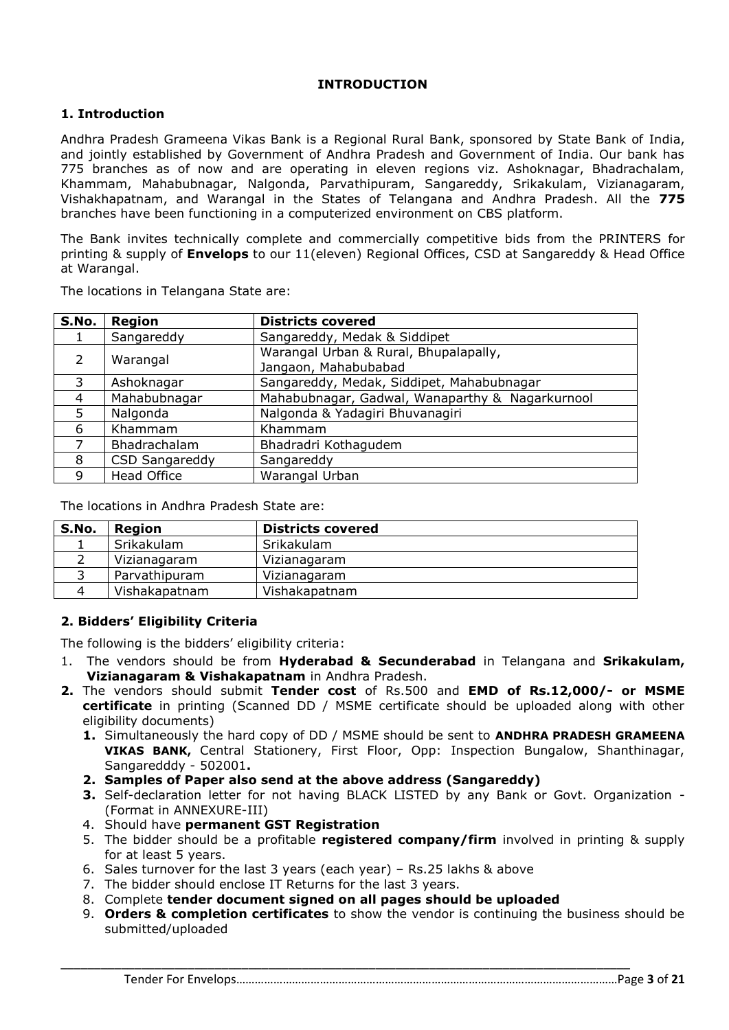# INTRODUCTION

## 1. Introduction

Andhra Pradesh Grameena Vikas Bank is a Regional Rural Bank, sponsored by State Bank of India, and jointly established by Government of Andhra Pradesh and Government of India. Our bank has 775 branches as of now and are operating in eleven regions viz. Ashoknagar, Bhadrachalam, Khammam, Mahabubnagar, Nalgonda, Parvathipuram, Sangareddy, Srikakulam, Vizianagaram, Vishakhapatnam, and Warangal in the States of Telangana and Andhra Pradesh. All the **775** branches have been functioning in a computerized environment on CBS platform.

The Bank invites technically complete and commercially competitive bids from the PRINTERS for printing & supply of **Envelops** to our 11(eleven) Regional Offices, CSD at Sangareddy & Head Office at Warangal.

The locations in Telangana State are:

| S.No. | Region | Districts covered |
|---|---|---|
| 1 | Sangareddy | Sangareddy, Medak & Siddipet |
| 2 | Warangal | Warangal Urban & Rural, Bhupalapally, Jangaon, Mahabubabad |
| 3 | Ashoknagar | Sangareddy, Medak, Siddipet, Mahabubnagar |
| 4 | Mahabubnagar | Mahabubnagar, Gadwal, Wanaparthy & Nagarkurnool |
| 5 | Nalgonda | Nalgonda & Yadagiri Bhuvanagiri |
| 6 | Khammam | Khammam |
| 7 | Bhadrachalam | Bhadradri Kothagudem |
| 8 | CSD Sangareddy | Sangareddy |
| 9 | Head Office | Warangal Urban |

The locations in Andhra Pradesh State are:

| S.No. | Region | Districts covered |
|---|---|---|
| 1 | Srikakulam | Srikakulam |
| 2 | Vizianagaram | Vizianagaram |
| 3 | Parvathipuram | Vizianagaram |
| 4 | Vishakapatnam | Vishakapatnam |

## 2. Bidders' Eligibility Criteria

The following is the bidders' eligibility criteria:

1. The vendors should be from **Hyderabad & Secunderabad** in Telangana and **Srikakulam, Vizianagaram & Vishakapatnam** in Andhra Pradesh.
2. **The vendors should submit Tender cost** of Rs.500 and **EMD of Rs.12,000/- or MSME certificate** in printing (Scanned DD / MSME certificate should be uploaded along with other eligibility documents)
   1. Simultaneously the hard copy of DD / MSME should be sent to **ANDHRA PRADESH GRAMEENA VIKAS BANK,** Central Stationery, First Floor, Opp: Inspection Bungalow, Shanthinagar, Sangaredddy - 502001**.**
   2. **Samples of Paper also send at the above address (Sangareddy)**
   3. Self-declaration letter for not having BLACK LISTED by any Bank or Govt. Organization - (Format in ANNEXURE-III)
   4. Should have **permanent GST Registration**
   5. The bidder should be a profitable **registered company/firm** involved in printing & supply for at least 5 years.
   6. Sales turnover for the last 3 years (each year) – Rs.25 lakhs & above
   7. The bidder should enclose IT Returns for the last 3 years.
   8. Complete **tender document signed on all pages should be uploaded**
   9. **Orders & completion certificates** to show the vendor is continuing the business should be submitted/uploaded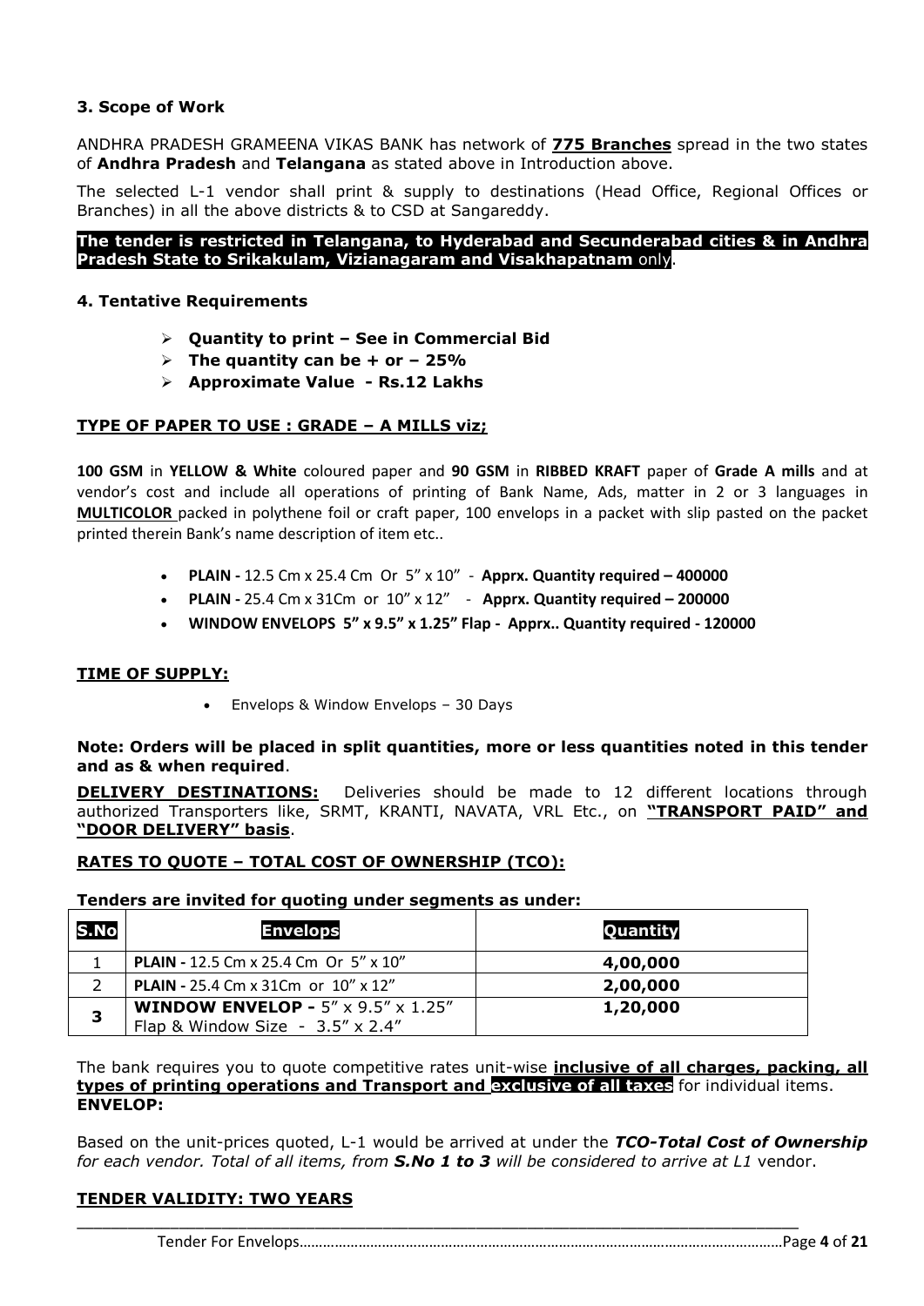### 3. Scope of Work

ANDHRA PRADESH GRAMEENA VIKAS BANK has network of **775 Branches** spread in the two states of **Andhra Pradesh** and **Telangana** as stated above in Introduction above.

The selected L-1 vendor shall print & supply to destinations (Head Office, Regional Offices or Branches) in all the above districts & to CSD at Sangareddy.

**The tender is restricted in Telangana, to Hyderabad and Secunderabad cities & in Andhra Pradesh State to Srikakulam, Vizianagaram and Visakhapatnam** only.

### 4. Tentative Requirements

- **Quantity to print – See in Commercial Bid**
- **The quantity can be + or – 25%**
- **Approximate Value - Rs.12 Lakhs**

**TYPE OF PAPER TO USE : GRADE – A MILLS viz;**

**100 GSM** in **YELLOW & White** coloured paper and **90 GSM** in **RIBBED KRAFT** paper of **Grade A mills** and at vendor's cost and include all operations of printing of Bank Name, Ads, matter in 2 or 3 languages in **MULTICOLOR** packed in polythene foil or craft paper, 100 envelops in a packet with slip pasted on the packet printed therein Bank's name description of item etc..

- **PLAIN -** 12.5 Cm x 25.4 Cm Or 5" x 10" - **Apprx. Quantity required – 400000**
- **PLAIN -** 25.4 Cm x 31Cm or 10" x 12" - **Apprx. Quantity required – 200000**
- **WINDOW ENVELOPS 5" x 9.5" x 1.25" Flap - Apprx.. Quantity required - 120000**

**TIME OF SUPPLY:**

- Envelops & Window Envelops – 30 Days

**Note: Orders will be placed in split quantities, more or less quantities noted in this tender and as & when required**.

**DELIVERY DESTINATIONS:** Deliveries should be made to 12 different locations through authorized Transporters like, SRMT, KRANTI, NAVATA, VRL Etc., on **"TRANSPORT PAID" and "DOOR DELIVERY" basis**.

**RATES TO QUOTE – TOTAL COST OF OWNERSHIP (TCO):**

**Tenders are invited for quoting under segments as under:**

| S.No | Envelops | Quantity |
|---|---|---|
| 1 | **PLAIN -** 12.5 Cm x 25.4 Cm Or 5" x 10" | **4,00,000** |
| 2 | **PLAIN -** 25.4 Cm x 31Cm or 10" x 12" | **2,00,000** |
| **3** | **WINDOW ENVELOP -** 5" x 9.5" x 1.25" Flap & Window Size - 3.5" x 2.4" | **1,20,000** |

The bank requires you to quote competitive rates unit-wise **inclusive of all charges, packing, all types of printing operations and Transport and exclusive of all taxes** for individual items.
**ENVELOP:**

Based on the unit-prices quoted, L-1 would be arrived at under the ***TCO-Total Cost of Ownership*** *for each vendor. Total of all items, from **S.No 1 to 3** will be considered to arrive at L1* vendor.

**TENDER VALIDITY: TWO YEARS**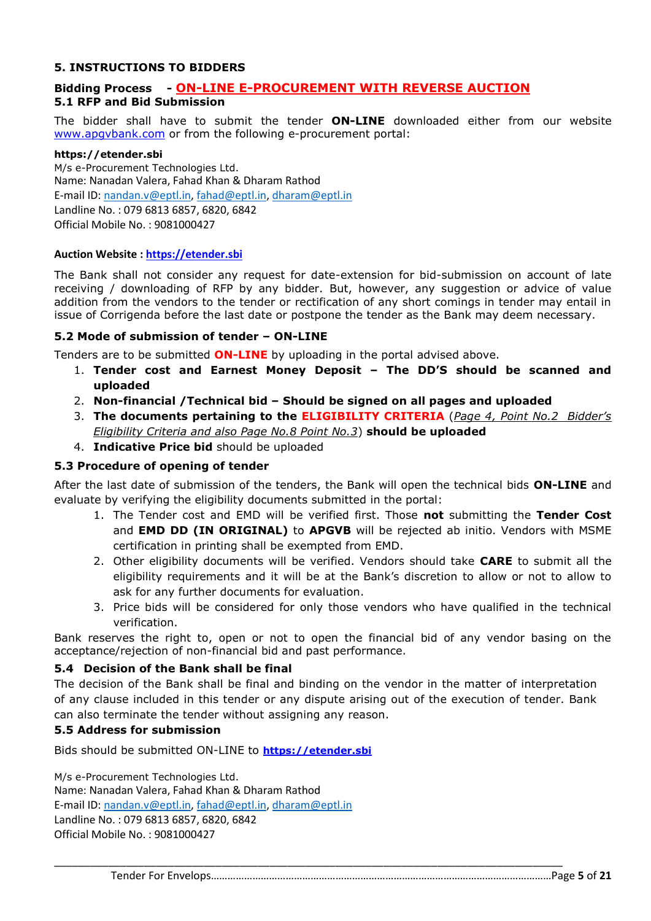## 5. INSTRUCTIONS TO BIDDERS

**Bidding Process - ON-LINE E-PROCUREMENT WITH REVERSE AUCTION**

### 5.1 RFP and Bid Submission

The bidder shall have to submit the tender **ON-LINE** downloaded either from our website www.apgvbank.com or from the following e-procurement portal:

**https://etender.sbi**
M/s e-Procurement Technologies Ltd.
Name: Nanadan Valera, Fahad Khan & Dharam Rathod
E-mail ID: nandan.v@eptl.in, fahad@eptl.in, dharam@eptl.in
Landline No. : 079 6813 6857, 6820, 6842
Official Mobile No. : 9081000427

**Auction Website : https://etender.sbi**

The Bank shall not consider any request for date-extension for bid-submission on account of late receiving / downloading of RFP by any bidder. But, however, any suggestion or advice of value addition from the vendors to the tender or rectification of any short comings in tender may entail in issue of Corrigenda before the last date or postpone the tender as the Bank may deem necessary.

### 5.2 Mode of submission of tender – ON-LINE

Tenders are to be submitted **ON-LINE** by uploading in the portal advised above.

1. **Tender cost and Earnest Money Deposit – The DD'S should be scanned and uploaded**
2. **Non-financial /Technical bid – Should be signed on all pages and uploaded**
3. **The documents pertaining to the ELIGIBILITY CRITERIA** (*Page 4, Point No.2 Bidder's Eligibility Criteria and also Page No.8 Point No.3*) **should be uploaded**
4. **Indicative Price bid** should be uploaded

### 5.3 Procedure of opening of tender

After the last date of submission of the tenders, the Bank will open the technical bids **ON-LINE** and evaluate by verifying the eligibility documents submitted in the portal:

1. The Tender cost and EMD will be verified first. Those **not** submitting the **Tender Cost** and **EMD DD (IN ORIGINAL)** to **APGVB** will be rejected ab initio. Vendors with MSME certification in printing shall be exempted from EMD.
2. Other eligibility documents will be verified. Vendors should take **CARE** to submit all the eligibility requirements and it will be at the Bank's discretion to allow or not to allow to ask for any further documents for evaluation.
3. Price bids will be considered for only those vendors who have qualified in the technical verification.

Bank reserves the right to, open or not to open the financial bid of any vendor basing on the acceptance/rejection of non-financial bid and past performance.

### 5.4 Decision of the Bank shall be final

The decision of the Bank shall be final and binding on the vendor in the matter of interpretation of any clause included in this tender or any dispute arising out of the execution of tender. Bank can also terminate the tender without assigning any reason.

### 5.5 Address for submission

Bids should be submitted ON-LINE to **https://etender.sbi**

M/s e-Procurement Technologies Ltd.
Name: Nanadan Valera, Fahad Khan & Dharam Rathod
E-mail ID: nandan.v@eptl.in, fahad@eptl.in, dharam@eptl.in
Landline No. : 079 6813 6857, 6820, 6842
Official Mobile No. : 9081000427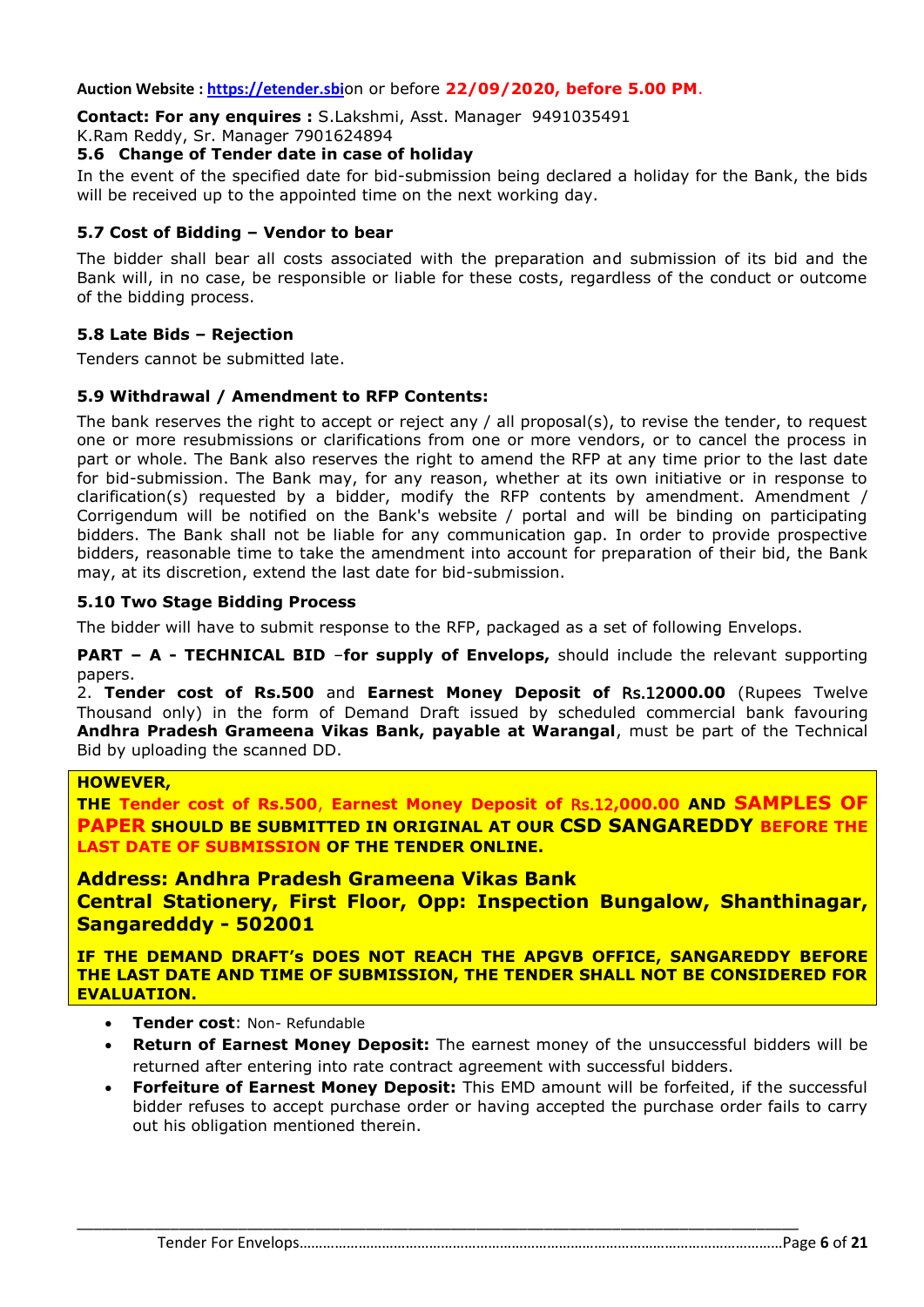**Auction Website : https://etender.sbion** or before **22/09/2020, before 5.00 PM**.

**Contact: For any enquires :** S.Lakshmi, Asst. Manager 9491035491
K.Ram Reddy, Sr. Manager 7901624894

### 5.6 Change of Tender date in case of holiday

In the event of the specified date for bid-submission being declared a holiday for the Bank, the bids will be received up to the appointed time on the next working day.

### 5.7 Cost of Bidding – Vendor to bear

The bidder shall bear all costs associated with the preparation and submission of its bid and the Bank will, in no case, be responsible or liable for these costs, regardless of the conduct or outcome of the bidding process.

### 5.8 Late Bids – Rejection

Tenders cannot be submitted late.

### 5.9 Withdrawal / Amendment to RFP Contents:

The bank reserves the right to accept or reject any / all proposal(s), to revise the tender, to request one or more resubmissions or clarifications from one or more vendors, or to cancel the process in part or whole. The Bank also reserves the right to amend the RFP at any time prior to the last date for bid-submission. The Bank may, for any reason, whether at its own initiative or in response to clarification(s) requested by a bidder, modify the RFP contents by amendment. Amendment / Corrigendum will be notified on the Bank's website / portal and will be binding on participating bidders. The Bank shall not be liable for any communication gap. In order to provide prospective bidders, reasonable time to take the amendment into account for preparation of their bid, the Bank may, at its discretion, extend the last date for bid-submission.

### 5.10 Two Stage Bidding Process

The bidder will have to submit response to the RFP, packaged as a set of following Envelops.

**PART – A - TECHNICAL BID** –**for supply of Envelops,** should include the relevant supporting papers.
2. **Tender cost of Rs.500** and **Earnest Money Deposit of Rs.12000.00** (Rupees Twelve Thousand only) in the form of Demand Draft issued by scheduled commercial bank favouring **Andhra Pradesh Grameena Vikas Bank, payable at Warangal**, must be part of the Technical Bid by uploading the scanned DD.

**HOWEVER,**
**THE Tender cost of Rs.500, Earnest Money Deposit of Rs.12,000.00 AND SAMPLES OF PAPER SHOULD BE SUBMITTED IN ORIGINAL AT OUR CSD SANGAREDDY BEFORE THE LAST DATE OF SUBMISSION OF THE TENDER ONLINE.**

**Address: Andhra Pradesh Grameena Vikas Bank**
**Central Stationery, First Floor, Opp: Inspection Bungalow, Shanthinagar, Sangaredddy - 502001**

**IF THE DEMAND DRAFT's DOES NOT REACH THE APGVB OFFICE, SANGAREDDY BEFORE THE LAST DATE AND TIME OF SUBMISSION, THE TENDER SHALL NOT BE CONSIDERED FOR EVALUATION.**

- **Tender cost**: Non- Refundable
- **Return of Earnest Money Deposit:** The earnest money of the unsuccessful bidders will be returned after entering into rate contract agreement with successful bidders.
- **Forfeiture of Earnest Money Deposit:** This EMD amount will be forfeited, if the successful bidder refuses to accept purchase order or having accepted the purchase order fails to carry out his obligation mentioned therein.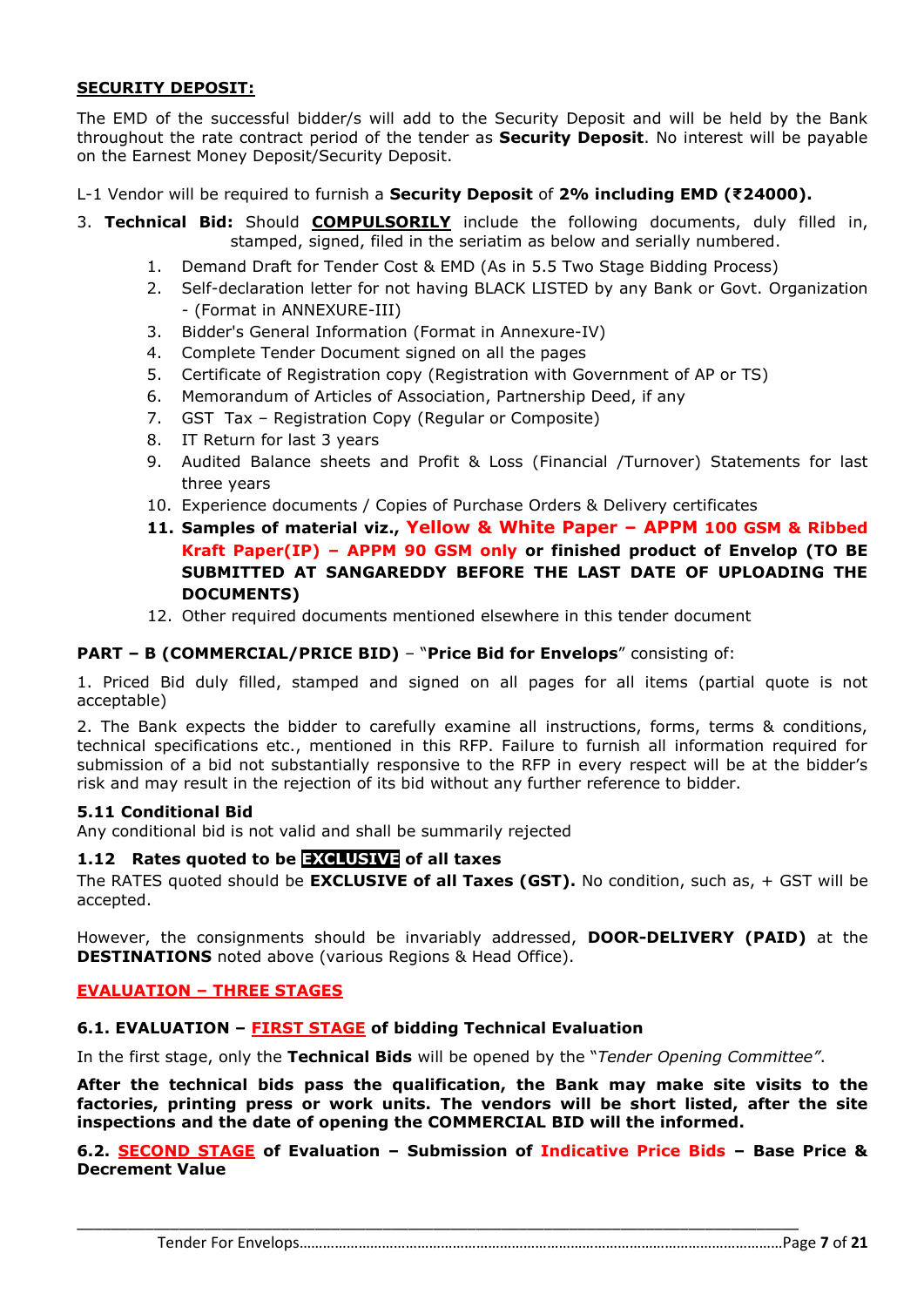**SECURITY DEPOSIT:**

The EMD of the successful bidder/s will add to the Security Deposit and will be held by the Bank throughout the rate contract period of the tender as **Security Deposit**. No interest will be payable on the Earnest Money Deposit/Security Deposit.

L-1 Vendor will be required to furnish a **Security Deposit** of **2% including EMD (₹24000).**

3. **Technical Bid:** Should **COMPULSORILY** include the following documents, duly filled in, stamped, signed, filed in the seriatim as below and serially numbered.
   1. Demand Draft for Tender Cost & EMD (As in 5.5 Two Stage Bidding Process)
   2. Self-declaration letter for not having BLACK LISTED by any Bank or Govt. Organization - (Format in ANNEXURE-III)
   3. Bidder's General Information (Format in Annexure-IV)
   4. Complete Tender Document signed on all the pages
   5. Certificate of Registration copy (Registration with Government of AP or TS)
   6. Memorandum of Articles of Association, Partnership Deed, if any
   7. GST Tax – Registration Copy (Regular or Composite)
   8. IT Return for last 3 years
   9. Audited Balance sheets and Profit & Loss (Financial /Turnover) Statements for last three years
   10. Experience documents / Copies of Purchase Orders & Delivery certificates
   11. **Samples of material viz., Yellow & White Paper – APPM 100 GSM & Ribbed Kraft Paper(IP) – APPM 90 GSM only or finished product of Envelop (TO BE SUBMITTED AT SANGAREDDY BEFORE THE LAST DATE OF UPLOADING THE DOCUMENTS)**
   12. Other required documents mentioned elsewhere in this tender document

**PART – B (COMMERCIAL/PRICE BID)** – "**Price Bid for Envelops**" consisting of:

1. Priced Bid duly filled, stamped and signed on all pages for all items (partial quote is not acceptable)

2. The Bank expects the bidder to carefully examine all instructions, forms, terms & conditions, technical specifications etc., mentioned in this RFP. Failure to furnish all information required for submission of a bid not substantially responsive to the RFP in every respect will be at the bidder's risk and may result in the rejection of its bid without any further reference to bidder.

**5.11 Conditional Bid**

Any conditional bid is not valid and shall be summarily rejected

**1.12 Rates quoted to be EXCLUSIVE of all taxes**

The RATES quoted should be **EXCLUSIVE of all Taxes (GST).** No condition, such as, + GST will be accepted.

However, the consignments should be invariably addressed, **DOOR-DELIVERY (PAID)** at the **DESTINATIONS** noted above (various Regions & Head Office).

**EVALUATION – THREE STAGES**

**6.1. EVALUATION – FIRST STAGE of bidding Technical Evaluation**

In the first stage, only the **Technical Bids** will be opened by the "*Tender Opening Committee"*.

**After the technical bids pass the qualification, the Bank may make site visits to the factories, printing press or work units. The vendors will be short listed, after the site inspections and the date of opening the COMMERCIAL BID will the informed.**

**6.2. SECOND STAGE of Evaluation – Submission of Indicative Price Bids – Base Price & Decrement Value**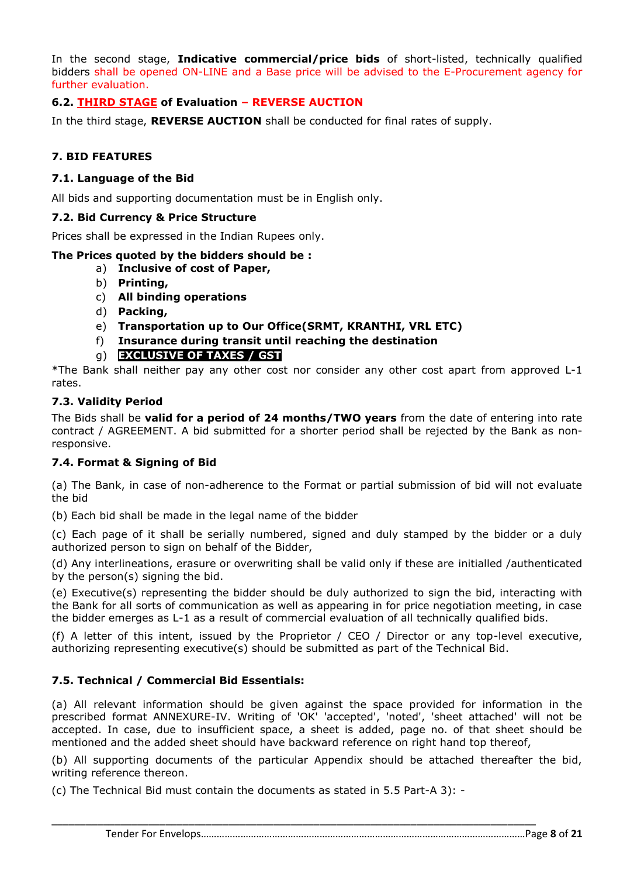In the second stage, **Indicative commercial/price bids** of short-listed, technically qualified bidders shall be opened ON-LINE and a Base price will be advised to the E-Procurement agency for further evaluation.

### 6.2. THIRD STAGE of Evaluation – REVERSE AUCTION

In the third stage, **REVERSE AUCTION** shall be conducted for final rates of supply.

## 7. BID FEATURES

### 7.1. Language of the Bid

All bids and supporting documentation must be in English only.

### 7.2. Bid Currency & Price Structure

Prices shall be expressed in the Indian Rupees only.

**The Prices quoted by the bidders should be :**

a) **Inclusive of cost of Paper,**
b) **Printing,**
c) **All binding operations**
d) **Packing,**
e) **Transportation up to Our Office(SRMT, KRANTHI, VRL ETC)**
f) **Insurance during transit until reaching the destination**
g) **EXCLUSIVE OF TAXES / GST**

*The Bank shall neither pay any other cost nor consider any other cost apart from approved L-1 rates.

### 7.3. Validity Period

The Bids shall be **valid for a period of 24 months/TWO years** from the date of entering into rate contract / AGREEMENT. A bid submitted for a shorter period shall be rejected by the Bank as non-responsive.

### 7.4. Format & Signing of Bid

(a) The Bank, in case of non-adherence to the Format or partial submission of bid will not evaluate the bid

(b) Each bid shall be made in the legal name of the bidder

(c) Each page of it shall be serially numbered, signed and duly stamped by the bidder or a duly authorized person to sign on behalf of the Bidder,

(d) Any interlineations, erasure or overwriting shall be valid only if these are initialled /authenticated by the person(s) signing the bid.

(e) Executive(s) representing the bidder should be duly authorized to sign the bid, interacting with the Bank for all sorts of communication as well as appearing in for price negotiation meeting, in case the bidder emerges as L-1 as a result of commercial evaluation of all technically qualified bids.

(f) A letter of this intent, issued by the Proprietor / CEO / Director or any top-level executive, authorizing representing executive(s) should be submitted as part of the Technical Bid.

### 7.5. Technical / Commercial Bid Essentials:

(a) All relevant information should be given against the space provided for information in the prescribed format ANNEXURE-IV. Writing of 'OK' 'accepted', 'noted', 'sheet attached' will not be accepted. In case, due to insufficient space, a sheet is added, page no. of that sheet should be mentioned and the added sheet should have backward reference on right hand top thereof,

(b) All supporting documents of the particular Appendix should be attached thereafter the bid, writing reference thereon.

(c) The Technical Bid must contain the documents as stated in 5.5 Part-A 3): -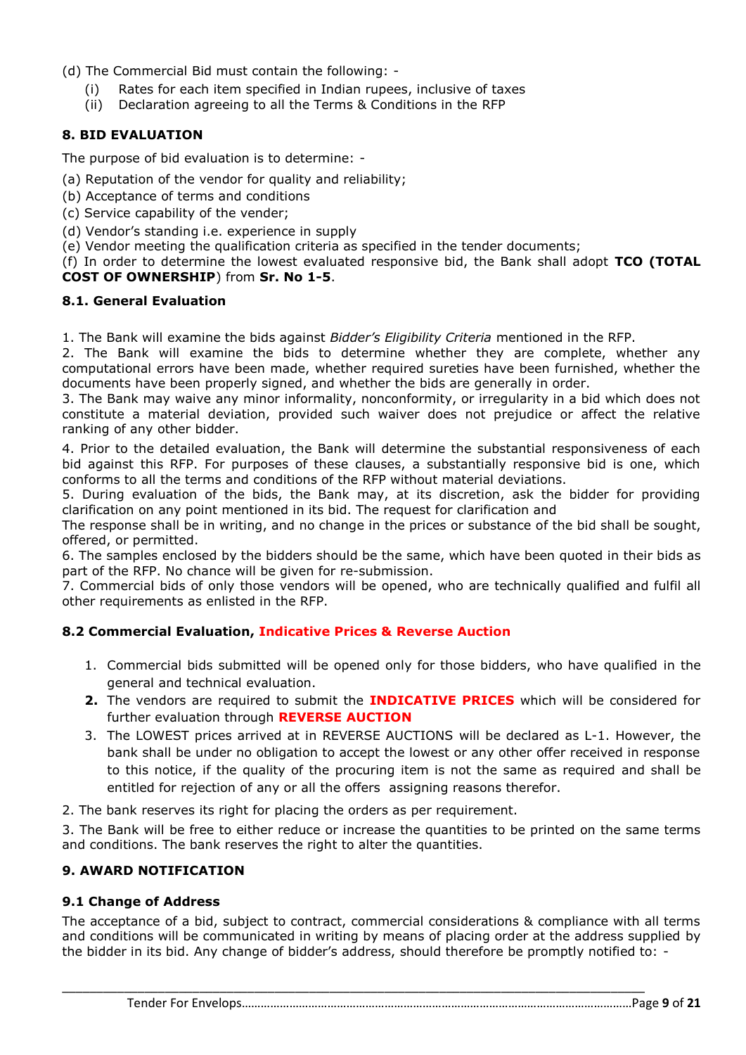(d) The Commercial Bid must contain the following: -

- (i) Rates for each item specified in Indian rupees, inclusive of taxes
- (ii) Declaration agreeing to all the Terms & Conditions in the RFP

## 8. BID EVALUATION

The purpose of bid evaluation is to determine: -

(a) Reputation of the vendor for quality and reliability;
(b) Acceptance of terms and conditions
(c) Service capability of the vender;
(d) Vendor's standing i.e. experience in supply
(e) Vendor meeting the qualification criteria as specified in the tender documents;
(f) In order to determine the lowest evaluated responsive bid, the Bank shall adopt **TCO (TOTAL COST OF OWNERSHIP**) from **Sr. No 1-5**.

### 8.1. General Evaluation

1. The Bank will examine the bids against *Bidder's Eligibility Criteria* mentioned in the RFP.
2. The Bank will examine the bids to determine whether they are complete, whether any computational errors have been made, whether required sureties have been furnished, whether the documents have been properly signed, and whether the bids are generally in order.
3. The Bank may waive any minor informality, nonconformity, or irregularity in a bid which does not constitute a material deviation, provided such waiver does not prejudice or affect the relative ranking of any other bidder.
4. Prior to the detailed evaluation, the Bank will determine the substantial responsiveness of each bid against this RFP. For purposes of these clauses, a substantially responsive bid is one, which conforms to all the terms and conditions of the RFP without material deviations.
5. During evaluation of the bids, the Bank may, at its discretion, ask the bidder for providing clarification on any point mentioned in its bid. The request for clarification and
The response shall be in writing, and no change in the prices or substance of the bid shall be sought, offered, or permitted.
6. The samples enclosed by the bidders should be the same, which have been quoted in their bids as part of the RFP. No chance will be given for re-submission.
7. Commercial bids of only those vendors will be opened, who are technically qualified and fulfil all other requirements as enlisted in the RFP.

### 8.2 Commercial Evaluation, Indicative Prices & Reverse Auction

1. Commercial bids submitted will be opened only for those bidders, who have qualified in the general and technical evaluation.
2. The vendors are required to submit the **INDICATIVE PRICES** which will be considered for further evaluation through **REVERSE AUCTION**
3. The LOWEST prices arrived at in REVERSE AUCTIONS will be declared as L-1. However, the bank shall be under no obligation to accept the lowest or any other offer received in response to this notice, if the quality of the procuring item is not the same as required and shall be entitled for rejection of any or all the offers assigning reasons therefor.

2. The bank reserves its right for placing the orders as per requirement.

3. The Bank will be free to either reduce or increase the quantities to be printed on the same terms and conditions. The bank reserves the right to alter the quantities.

## 9. AWARD NOTIFICATION

### 9.1 Change of Address

The acceptance of a bid, subject to contract, commercial considerations & compliance with all terms and conditions will be communicated in writing by means of placing order at the address supplied by the bidder in its bid. Any change of bidder's address, should therefore be promptly notified to: -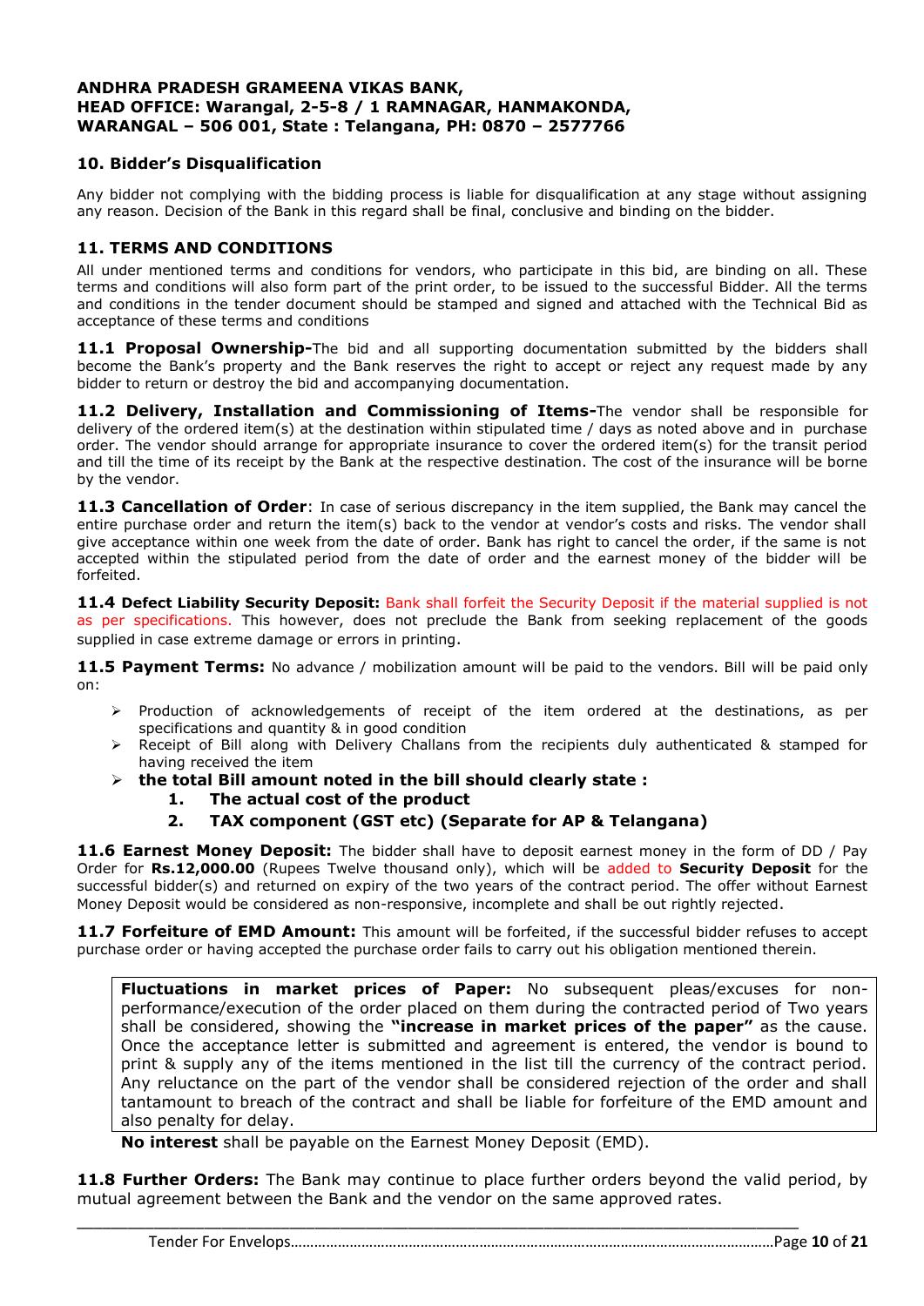**ANDHRA PRADESH GRAMEENA VIKAS BANK,**
**HEAD OFFICE: Warangal, 2-5-8 / 1 RAMNAGAR, HANMAKONDA,**
**WARANGAL – 506 001, State : Telangana, PH: 0870 – 2577766**

## 10. Bidder's Disqualification

Any bidder not complying with the bidding process is liable for disqualification at any stage without assigning any reason. Decision of the Bank in this regard shall be final, conclusive and binding on the bidder.

## 11. TERMS AND CONDITIONS

All under mentioned terms and conditions for vendors, who participate in this bid, are binding on all. These terms and conditions will also form part of the print order, to be issued to the successful Bidder. All the terms and conditions in the tender document should be stamped and signed and attached with the Technical Bid as acceptance of these terms and conditions

**11.1 Proposal Ownership-**The bid and all supporting documentation submitted by the bidders shall become the Bank's property and the Bank reserves the right to accept or reject any request made by any bidder to return or destroy the bid and accompanying documentation.

**11.2 Delivery, Installation and Commissioning of Items-**The vendor shall be responsible for delivery of the ordered item(s) at the destination within stipulated time / days as noted above and in purchase order. The vendor should arrange for appropriate insurance to cover the ordered item(s) for the transit period and till the time of its receipt by the Bank at the respective destination. The cost of the insurance will be borne by the vendor.

**11.3 Cancellation of Order**: In case of serious discrepancy in the item supplied, the Bank may cancel the entire purchase order and return the item(s) back to the vendor at vendor's costs and risks. The vendor shall give acceptance within one week from the date of order. Bank has right to cancel the order, if the same is not accepted within the stipulated period from the date of order and the earnest money of the bidder will be forfeited.

**11.4 Defect Liability Security Deposit:** Bank shall forfeit the Security Deposit if the material supplied is not as per specifications. This however, does not preclude the Bank from seeking replacement of the goods supplied in case extreme damage or errors in printing.

**11.5 Payment Terms:** No advance / mobilization amount will be paid to the vendors. Bill will be paid only on:

- Production of acknowledgements of receipt of the item ordered at the destinations, as per specifications and quantity & in good condition
- Receipt of Bill along with Delivery Challans from the recipients duly authenticated & stamped for having received the item
- **the total Bill amount noted in the bill should clearly state :**
  1. **The actual cost of the product**
  2. **TAX component (GST etc) (Separate for AP & Telangana)**

**11.6 Earnest Money Deposit:** The bidder shall have to deposit earnest money in the form of DD / Pay Order for **Rs.12,000.00** (Rupees Twelve thousand only), which will be added to **Security Deposit** for the successful bidder(s) and returned on expiry of the two years of the contract period. The offer without Earnest Money Deposit would be considered as non-responsive, incomplete and shall be out rightly rejected.

**11.7 Forfeiture of EMD Amount:** This amount will be forfeited, if the successful bidder refuses to accept purchase order or having accepted the purchase order fails to carry out his obligation mentioned therein.

**Fluctuations in market prices of Paper:** No subsequent pleas/excuses for non-performance/execution of the order placed on them during the contracted period of Two years shall be considered, showing the **"increase in market prices of the paper"** as the cause. Once the acceptance letter is submitted and agreement is entered, the vendor is bound to print & supply any of the items mentioned in the list till the currency of the contract period. Any reluctance on the part of the vendor shall be considered rejection of the order and shall tantamount to breach of the contract and shall be liable for forfeiture of the EMD amount and also penalty for delay.

**No interest** shall be payable on the Earnest Money Deposit (EMD).

**11.8 Further Orders:** The Bank may continue to place further orders beyond the valid period, by mutual agreement between the Bank and the vendor on the same approved rates.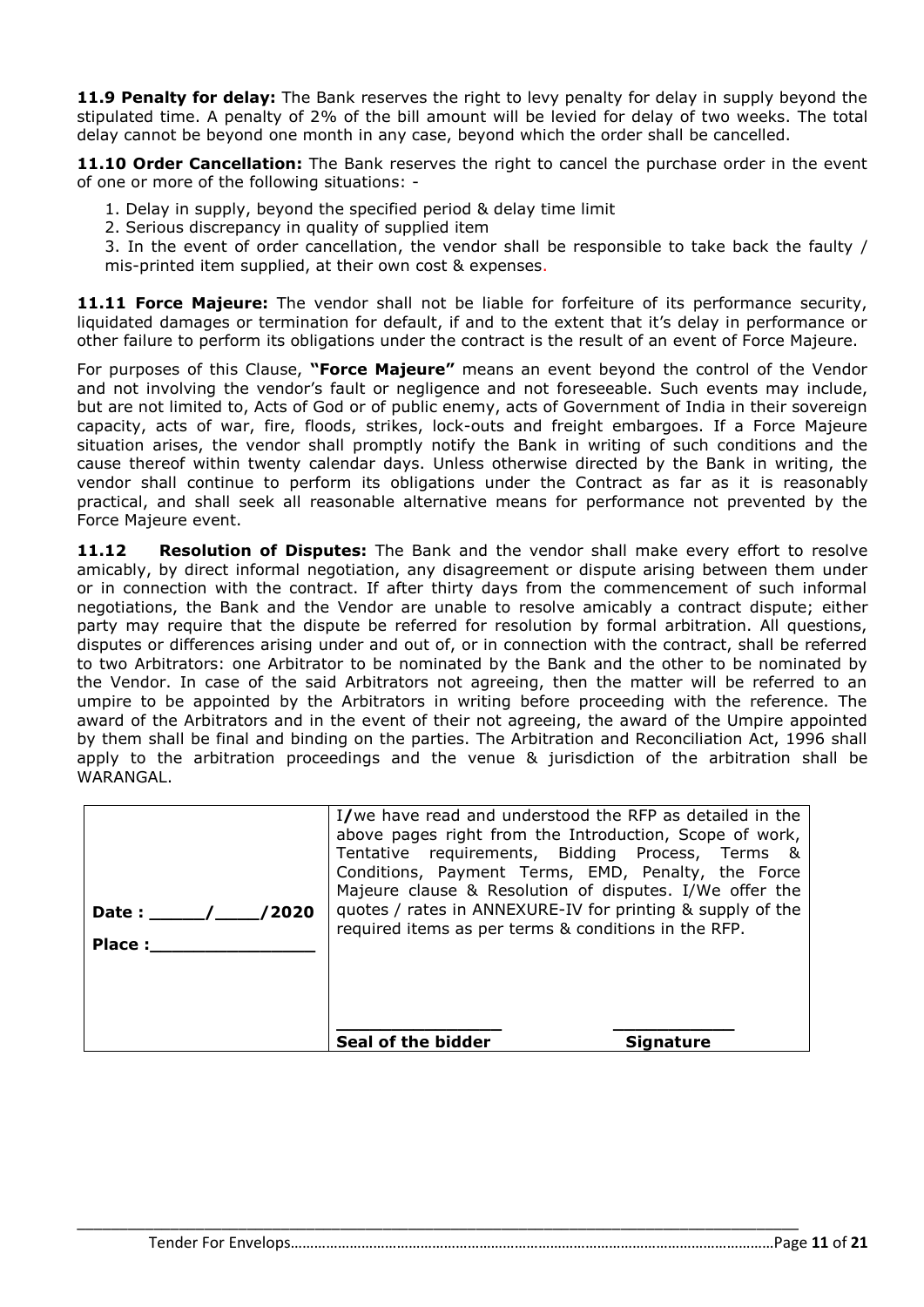**11.9 Penalty for delay:** The Bank reserves the right to levy penalty for delay in supply beyond the stipulated time. A penalty of 2% of the bill amount will be levied for delay of two weeks. The total delay cannot be beyond one month in any case, beyond which the order shall be cancelled.

**11.10 Order Cancellation:** The Bank reserves the right to cancel the purchase order in the event of one or more of the following situations: -

1. Delay in supply, beyond the specified period & delay time limit
2. Serious discrepancy in quality of supplied item
3. In the event of order cancellation, the vendor shall be responsible to take back the faulty / mis-printed item supplied, at their own cost & expenses.

**11.11 Force Majeure:** The vendor shall not be liable for forfeiture of its performance security, liquidated damages or termination for default, if and to the extent that it's delay in performance or other failure to perform its obligations under the contract is the result of an event of Force Majeure.

For purposes of this Clause, **"Force Majeure"** means an event beyond the control of the Vendor and not involving the vendor's fault or negligence and not foreseeable. Such events may include, but are not limited to, Acts of God or of public enemy, acts of Government of India in their sovereign capacity, acts of war, fire, floods, strikes, lock-outs and freight embargoes. If a Force Majeure situation arises, the vendor shall promptly notify the Bank in writing of such conditions and the cause thereof within twenty calendar days. Unless otherwise directed by the Bank in writing, the vendor shall continue to perform its obligations under the Contract as far as it is reasonably practical, and shall seek all reasonable alternative means for performance not prevented by the Force Majeure event.

**11.12 Resolution of Disputes:** The Bank and the vendor shall make every effort to resolve amicably, by direct informal negotiation, any disagreement or dispute arising between them under or in connection with the contract. If after thirty days from the commencement of such informal negotiations, the Bank and the Vendor are unable to resolve amicably a contract dispute; either party may require that the dispute be referred for resolution by formal arbitration. All questions, disputes or differences arising under and out of, or in connection with the contract, shall be referred to two Arbitrators: one Arbitrator to be nominated by the Bank and the other to be nominated by the Vendor. In case of the said Arbitrators not agreeing, then the matter will be referred to an umpire to be appointed by the Arbitrators in writing before proceeding with the reference. The award of the Arbitrators and in the event of their not agreeing, the award of the Umpire appointed by them shall be final and binding on the parties. The Arbitration and Reconciliation Act, 1996 shall apply to the arbitration proceedings and the venue & jurisdiction of the arbitration shall be WARANGAL.

| | |
|---|---|
| **Date : _____/____/2020**<br><br>**Place :_______________** | I/we have read and understood the RFP as detailed in the above pages right from the Introduction, Scope of work, Tentative requirements, Bidding Process, Terms & Conditions, Payment Terms, EMD, Penalty, the Force Majeure clause & Resolution of disputes. I/We offer the quotes / rates in ANNEXURE-IV for printing & supply of the required items as per terms & conditions in the RFP.<br><br>**Seal of the bidder** &nbsp;&nbsp;&nbsp;&nbsp; **Signature** |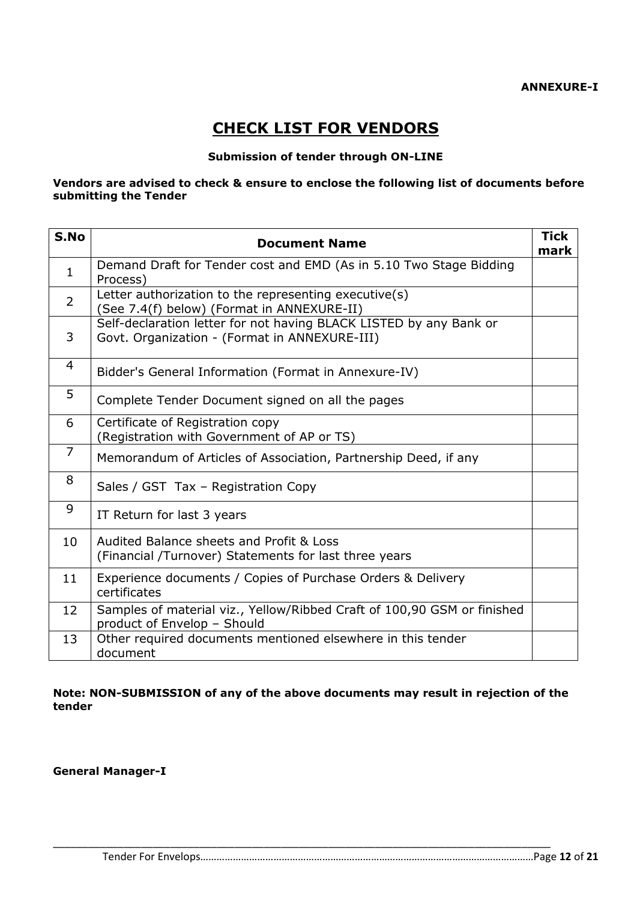**ANNEXURE-I**

# CHECK LIST FOR VENDORS

**Submission of tender through ON-LINE**

**Vendors are advised to check & ensure to enclose the following list of documents before submitting the Tender**

| S.No | Document Name | Tick mark |
|---|---|---|
| 1 | Demand Draft for Tender cost and EMD (As in 5.10 Two Stage Bidding Process) | |
| 2 | Letter authorization to the representing executive(s) (See 7.4(f) below) (Format in ANNEXURE-II) | |
| 3 | Self-declaration letter for not having BLACK LISTED by any Bank or Govt. Organization - (Format in ANNEXURE-III) | |
| 4 | Bidder's General Information (Format in Annexure-IV) | |
| 5 | Complete Tender Document signed on all the pages | |
| 6 | Certificate of Registration copy (Registration with Government of AP or TS) | |
| 7 | Memorandum of Articles of Association, Partnership Deed, if any | |
| 8 | Sales / GST Tax – Registration Copy | |
| 9 | IT Return for last 3 years | |
| 10 | Audited Balance sheets and Profit & Loss (Financial /Turnover) Statements for last three years | |
| 11 | Experience documents / Copies of Purchase Orders & Delivery certificates | |
| 12 | Samples of material viz., Yellow/Ribbed Craft of 100,90 GSM or finished product of Envelop – Should | |
| 13 | Other required documents mentioned elsewhere in this tender document | |

**Note: NON-SUBMISSION of any of the above documents may result in rejection of the tender**

**General Manager-I**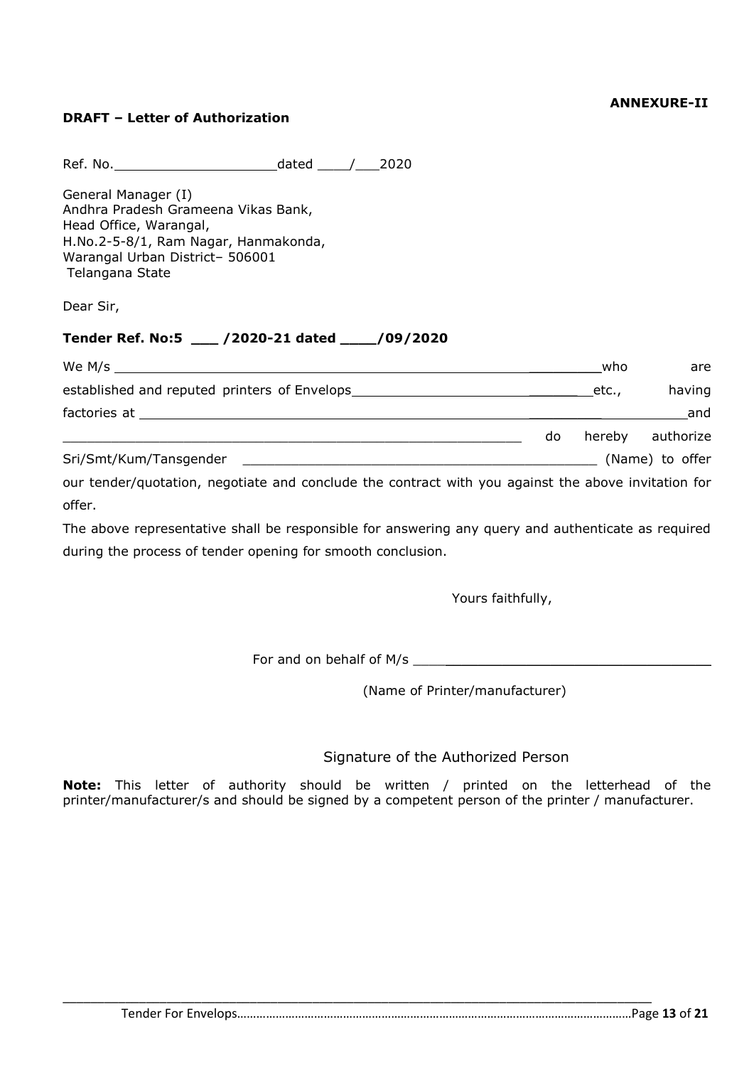**ANNEXURE-II**

**DRAFT – Letter of Authorization**

Ref. No.____________________dated ____/___2020

General Manager (I)
Andhra Pradesh Grameena Vikas Bank,
Head Office, Warangal,
H.No.2-5-8/1, Ram Nagar, Hanmakonda,
Warangal Urban District– 506001
Telangana State

Dear Sir,

**Tender Ref. No:5 ___ /2020-21 dated ____/09/2020**

We M/s ___________________________________________________________who are established and reputed printers of Envelops______________________________etc., having factories at _______________________________________________________________and ___________________________________________________________ do hereby authorize Sri/Smt/Kum/Tansgender ____________________________________________ (Name) to offer our tender/quotation, negotiate and conclude the contract with you against the above invitation for offer.

The above representative shall be responsible for answering any query and authenticate as required during the process of tender opening for smooth conclusion.

Yours faithfully,

For and on behalf of M/s ____________________________________

(Name of Printer/manufacturer)

Signature of the Authorized Person

**Note:** This letter of authority should be written / printed on the letterhead of the printer/manufacturer/s and should be signed by a competent person of the printer / manufacturer.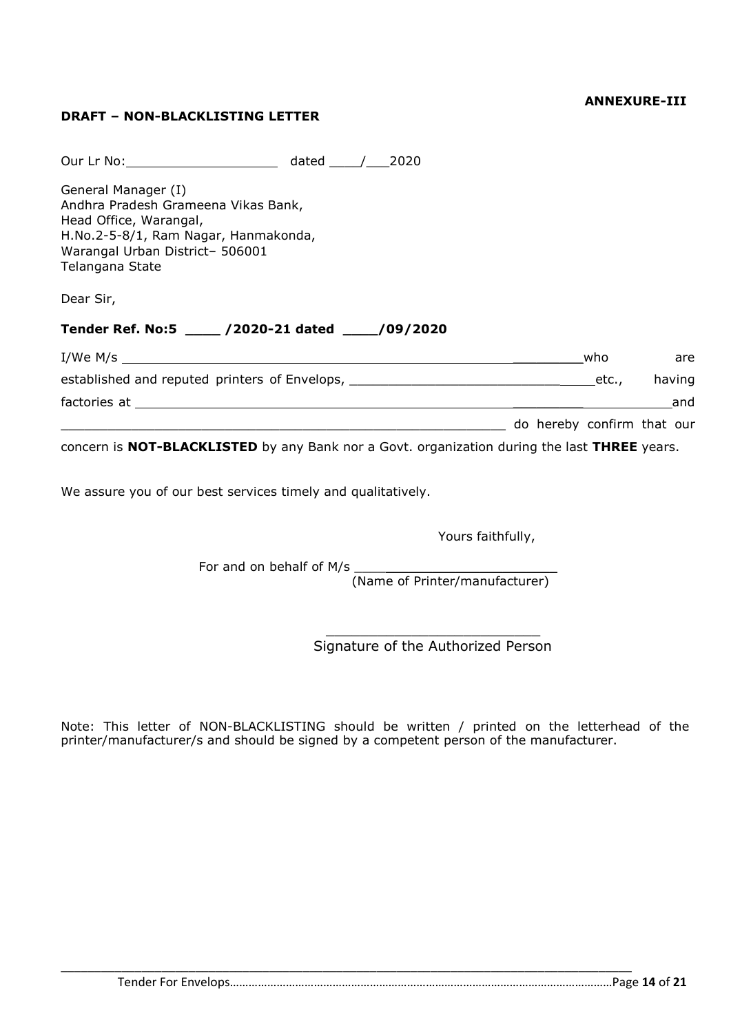**ANNEXURE-III**

**DRAFT – NON-BLACKLISTING LETTER**

Our Lr No:\_\_\_\_\_\_\_\_\_\_\_\_\_\_\_\_\_\_\_\_ dated \_\_\_\_/\_\_\_2020

General Manager (I)
Andhra Pradesh Grameena Vikas Bank,
Head Office, Warangal,
H.No.2-5-8/1, Ram Nagar, Hanmakonda,
Warangal Urban District– 506001
Telangana State

Dear Sir,

**Tender Ref. No:5 \_\_\_\_ /2020-21 dated \_\_\_\_/09/2020**

I/We M/s \_\_\_\_\_\_\_\_\_\_\_\_\_\_\_\_\_\_\_\_\_\_\_\_\_\_\_\_\_\_\_\_\_\_\_\_\_\_\_\_\_\_\_\_\_\_\_\_\_\_\_\_\_\_\_\_\_\_\_\_\_\_ who are established and reputed printers of Envelops, \_\_\_\_\_\_\_\_\_\_\_\_\_\_\_\_\_\_\_\_\_\_\_\_\_\_\_\_\_\_\_\_\_\_\_ etc., having factories at \_\_\_\_\_\_\_\_\_\_\_\_\_\_\_\_\_\_\_\_\_\_\_\_\_\_\_\_\_\_\_\_\_\_\_\_\_\_\_\_\_\_\_\_\_\_\_\_\_\_\_\_\_\_\_\_\_\_\_\_\_\_\_\_\_\_\_\_\_\_\_\_\_\_ and \_\_\_\_\_\_\_\_\_\_\_\_\_\_\_\_\_\_\_\_\_\_\_\_\_\_\_\_\_\_\_\_\_\_\_\_\_\_\_\_\_\_\_\_\_\_\_\_\_\_\_\_\_\_\_\_\_\_\_\_ do hereby confirm that our concern is **NOT-BLACKLISTED** by any Bank nor a Govt. organization during the last **THREE** years.

We assure you of our best services timely and qualitatively.

Yours faithfully,

For and on behalf of M/s \_\_\_\_\_\_\_\_\_\_\_\_\_\_\_\_\_\_\_\_\_\_\_\_\_\_
(Name of Printer/manufacturer)

\_\_\_\_\_\_\_\_\_\_\_\_\_\_\_\_\_\_\_\_\_\_\_\_\_\_
Signature of the Authorized Person

Note: This letter of NON-BLACKLISTING should be written / printed on the letterhead of the printer/manufacturer/s and should be signed by a competent person of the manufacturer.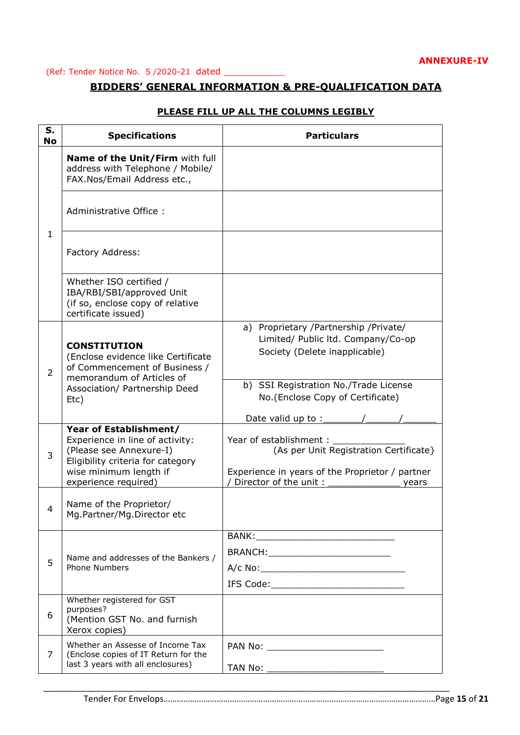**ANNEXURE-IV**

(Ref: Tender Notice No. 5 /2020-21 dated ___________

## BIDDERS' GENERAL INFORMATION & PRE-QUALIFICATION DATA

**PLEASE FILL UP ALL THE COLUMNS LEGIBLY**

| S. No | Specifications | Particulars |
|---|---|---|
| 1 | **Name of the Unit/Firm** with full address with Telephone / Mobile/ FAX.Nos/Email Address etc., | |
| | Administrative Office : | |
| | Factory Address: | |
| | Whether ISO certified / IBA/RBI/SBI/approved Unit (if so, enclose copy of relative certificate issued) | |
| 2 | **CONSTITUTION** (Enclose evidence like Certificate of Commencement of Business / memorandum of Articles of Association/ Partnership Deed Etc) | a) Proprietary /Partnership /Private/ Limited/ Public ltd. Company/Co-op Society (Delete inapplicable) |
| | | b) SSI Registration No./Trade License No.(Enclose Copy of Certificate)<br>Date valid up to :_______/______/______ |
| 3 | **Year of Establishment/** Experience in line of activity: (Please see Annexure-I) Eligibility criteria for category wise minimum length if experience required) | Year of establishment : _____________ (As per Unit Registration Certificate}<br>Experience in years of the Proprietor / partner / Director of the unit : _____________ years |
| 4 | Name of the Proprietor/ Mg.Partner/Mg.Director etc | |
| 5 | Name and addresses of the Bankers / Phone Numbers | BANK:_________________________<br>BRANCH:______________________<br>A/c No:__________________________<br>IFS Code:________________________ |
| 6 | Whether registered for GST purposes? (Mention GST No. and furnish Xerox copies) | |
| 7 | Whether an Assesse of Income Tax (Enclose copies of IT Return for the last 3 years with all enclosures) | PAN No: _____________________<br>TAN No: _____________________ |

Tender For Envelops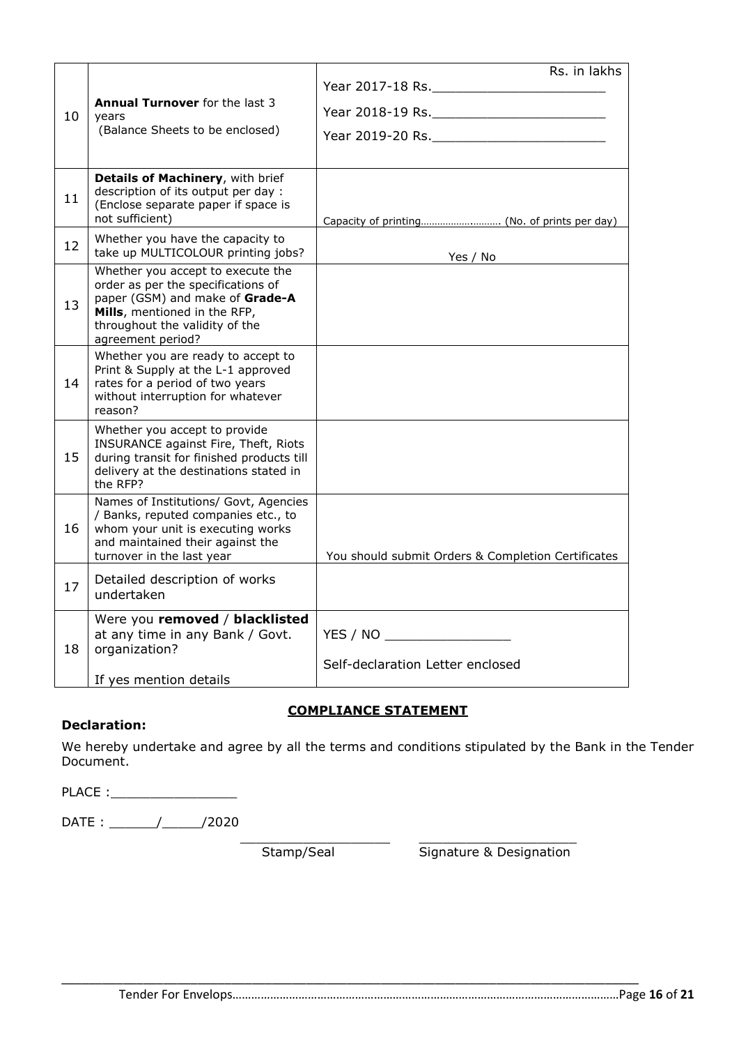| | | |
|---|---|---|
| 10 | **Annual Turnover** for the last 3 years (Balance Sheets to be enclosed) | Rs. in lakhs<br>Year 2017-18 Rs.______________________<br>Year 2018-19 Rs.______________________<br>Year 2019-20 Rs.______________________ |
| 11 | **Details of Machinery**, with brief description of its output per day : (Enclose separate paper if space is not sufficient) | Capacity of printing……………..……… (No. of prints per day) |
| 12 | Whether you have the capacity to take up MULTICOLOUR printing jobs? | Yes / No |
| 13 | Whether you accept to execute the order as per the specifications of paper (GSM) and make of **Grade-A Mills**, mentioned in the RFP, throughout the validity of the agreement period? | |
| 14 | Whether you are ready to accept to Print & Supply at the L-1 approved rates for a period of two years without interruption for whatever reason? | |
| 15 | Whether you accept to provide INSURANCE against Fire, Theft, Riots during transit for finished products till delivery at the destinations stated in the RFP? | |
| 16 | Names of Institutions/ Govt, Agencies / Banks, reputed companies etc., to whom your unit is executing works and maintained their against the turnover in the last year | You should submit Orders & Completion Certificates |
| 17 | Detailed description of works undertaken | |
| 18 | Were you **removed** / **blacklisted** at any time in any Bank / Govt. organization?<br><br>If yes mention details | YES / NO ________________<br><br>Self-declaration Letter enclosed |

## COMPLIANCE STATEMENT

**Declaration:**

We hereby undertake and agree by all the terms and conditions stipulated by the Bank in the Tender Document.

PLACE :________________

DATE : ______/_____/2020

___________________ ___________________

Stamp/Seal Signature & Designation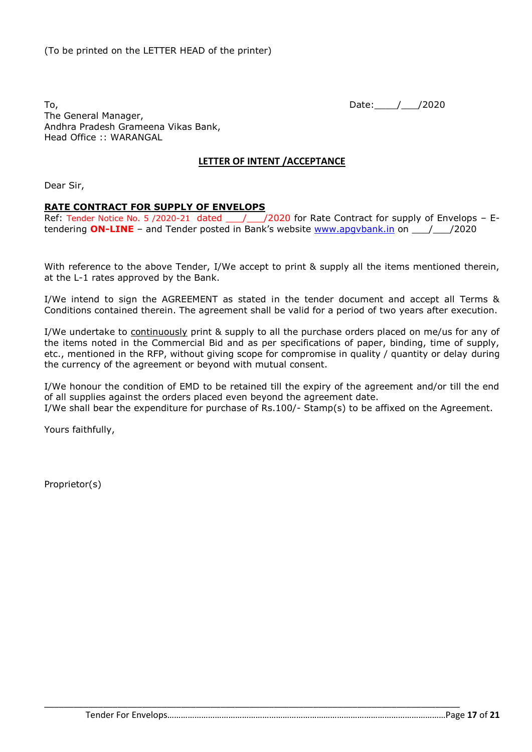(To be printed on the LETTER HEAD of the printer)

To,  
The General Manager,  
Andhra Pradesh Grameena Vikas Bank,  
Head Office :: WARANGAL

Date:____/___/2020

**LETTER OF INTENT /ACCEPTANCE**

Dear Sir,

**RATE CONTRACT FOR SUPPLY OF ENVELOPS**

Ref: Tender Notice No. 5 /2020-21 dated ___/___/2020 for Rate Contract for supply of Envelops – E-tendering **ON-LINE** – and Tender posted in Bank's website www.apgvbank.in on ___/___/2020

With reference to the above Tender, I/We accept to print & supply all the items mentioned therein, at the L-1 rates approved by the Bank.

I/We intend to sign the AGREEMENT as stated in the tender document and accept all Terms & Conditions contained therein. The agreement shall be valid for a period of two years after execution.

I/We undertake to continuously print & supply to all the purchase orders placed on me/us for any of the items noted in the Commercial Bid and as per specifications of paper, binding, time of supply, etc., mentioned in the RFP, without giving scope for compromise in quality / quantity or delay during the currency of the agreement or beyond with mutual consent.

I/We honour the condition of EMD to be retained till the expiry of the agreement and/or till the end of all supplies against the orders placed even beyond the agreement date.  
I/We shall bear the expenditure for purchase of Rs.100/- Stamp(s) to be affixed on the Agreement.

Yours faithfully,

Proprietor(s)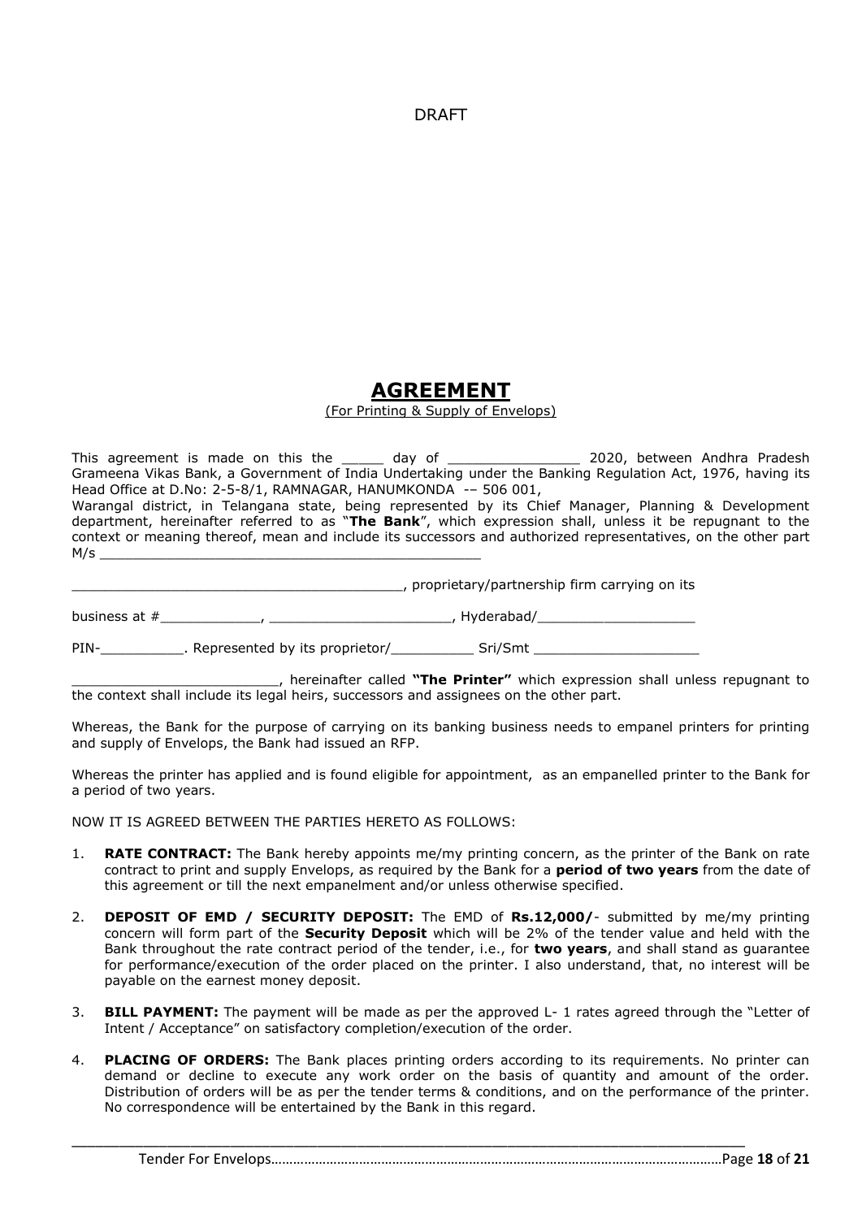DRAFT

# AGREEMENT

(For Printing & Supply of Envelops)

This agreement is made on this the _____ day of ________________ 2020, between Andhra Pradesh Grameena Vikas Bank, a Government of India Undertaking under the Banking Regulation Act, 1976, having its Head Office at D.No: 2-5-8/1, RAMNAGAR, HANUMKONDA -– 506 001,
Warangal district, in Telangana state, being represented by its Chief Manager, Planning & Development department, hereinafter referred to as "**The Bank**", which expression shall, unless it be repugnant to the context or meaning thereof, mean and include its successors and authorized representatives, on the other part M/s _______________________________________________

________________________________________, proprietary/partnership firm carrying on its

business at #____________, ______________________, Hyderabad/___________________

PIN-__________. Represented by its proprietor/__________ Sri/Smt ____________________

_________________________, hereinafter called **"The Printer"** which expression shall unless repugnant to the context shall include its legal heirs, successors and assignees on the other part.

Whereas, the Bank for the purpose of carrying on its banking business needs to empanel printers for printing and supply of Envelops, the Bank had issued an RFP.

Whereas the printer has applied and is found eligible for appointment, as an empanelled printer to the Bank for a period of two years.

NOW IT IS AGREED BETWEEN THE PARTIES HERETO AS FOLLOWS:

1. **RATE CONTRACT:** The Bank hereby appoints me/my printing concern, as the printer of the Bank on rate contract to print and supply Envelops, as required by the Bank for a **period of two years** from the date of this agreement or till the next empanelment and/or unless otherwise specified.
2. **DEPOSIT OF EMD / SECURITY DEPOSIT:** The EMD of **Rs.12,000/**- submitted by me/my printing concern will form part of the **Security Deposit** which will be 2% of the tender value and held with the Bank throughout the rate contract period of the tender, i.e., for **two years**, and shall stand as guarantee for performance/execution of the order placed on the printer. I also understand, that, no interest will be payable on the earnest money deposit.
3. **BILL PAYMENT:** The payment will be made as per the approved L- 1 rates agreed through the "Letter of Intent / Acceptance" on satisfactory completion/execution of the order.
4. **PLACING OF ORDERS:** The Bank places printing orders according to its requirements. No printer can demand or decline to execute any work order on the basis of quantity and amount of the order. Distribution of orders will be as per the tender terms & conditions, and on the performance of the printer. No correspondence will be entertained by the Bank in this regard.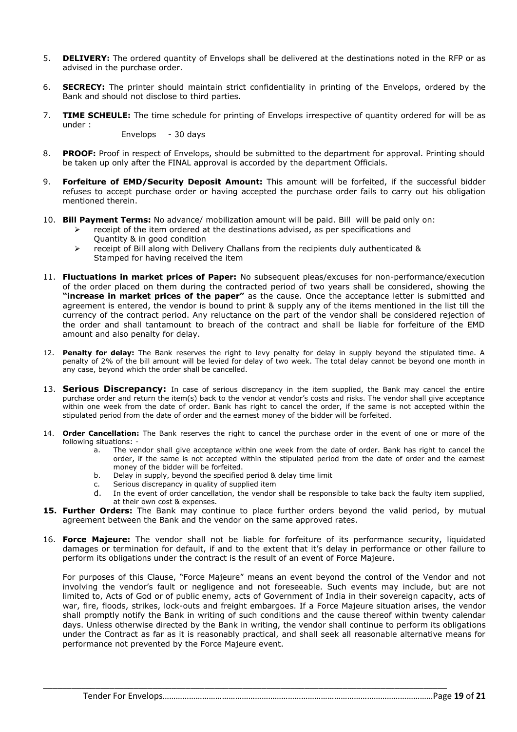5. **DELIVERY:** The ordered quantity of Envelops shall be delivered at the destinations noted in the RFP or as advised in the purchase order.

6. **SECRECY:** The printer should maintain strict confidentiality in printing of the Envelops, ordered by the Bank and should not disclose to third parties.

7. **TIME SCHEULE:** The time schedule for printing of Envelops irrespective of quantity ordered for will be as under :

   Envelops - 30 days

8. **PROOF:** Proof in respect of Envelops, should be submitted to the department for approval. Printing should be taken up only after the FINAL approval is accorded by the department Officials.

9. **Forfeiture of EMD/Security Deposit Amount:** This amount will be forfeited, if the successful bidder refuses to accept purchase order or having accepted the purchase order fails to carry out his obligation mentioned therein.

10. **Bill Payment Terms:** No advance/ mobilization amount will be paid. Bill will be paid only on:
    - receipt of the item ordered at the destinations advised, as per specifications and Quantity & in good condition
    - receipt of Bill along with Delivery Challans from the recipients duly authenticated & Stamped for having received the item

11. **Fluctuations in market prices of Paper:** No subsequent pleas/excuses for non-performance/execution of the order placed on them during the contracted period of two years shall be considered, showing the **"increase in market prices of the paper"** as the cause. Once the acceptance letter is submitted and agreement is entered, the vendor is bound to print & supply any of the items mentioned in the list till the currency of the contract period. Any reluctance on the part of the vendor shall be considered rejection of the order and shall tantamount to breach of the contract and shall be liable for forfeiture of the EMD amount and also penalty for delay.

12. **Penalty for delay:** The Bank reserves the right to levy penalty for delay in supply beyond the stipulated time. A penalty of 2% of the bill amount will be levied for delay of two week. The total delay cannot be beyond one month in any case, beyond which the order shall be cancelled.

13. **Serious Discrepancy:** In case of serious discrepancy in the item supplied, the Bank may cancel the entire purchase order and return the item(s) back to the vendor at vendor's costs and risks. The vendor shall give acceptance within one week from the date of order. Bank has right to cancel the order, if the same is not accepted within the stipulated period from the date of order and the earnest money of the bidder will be forfeited.

14. **Order Cancellation:** The Bank reserves the right to cancel the purchase order in the event of one or more of the following situations: -
    a. The vendor shall give acceptance within one week from the date of order. Bank has right to cancel the order, if the same is not accepted within the stipulated period from the date of order and the earnest money of the bidder will be forfeited.
    b. Delay in supply, beyond the specified period & delay time limit
    c. Serious discrepancy in quality of supplied item
    d. In the event of order cancellation, the vendor shall be responsible to take back the faulty item supplied, at their own cost & expenses.

15. **Further Orders:** The Bank may continue to place further orders beyond the valid period, by mutual agreement between the Bank and the vendor on the same approved rates.

16. **Force Majeure:** The vendor shall not be liable for forfeiture of its performance security, liquidated damages or termination for default, if and to the extent that it's delay in performance or other failure to perform its obligations under the contract is the result of an event of Force Majeure.

    For purposes of this Clause, "Force Majeure" means an event beyond the control of the Vendor and not involving the vendor's fault or negligence and not foreseeable. Such events may include, but are not limited to, Acts of God or of public enemy, acts of Government of India in their sovereign capacity, acts of war, fire, floods, strikes, lock-outs and freight embargoes. If a Force Majeure situation arises, the vendor shall promptly notify the Bank in writing of such conditions and the cause thereof within twenty calendar days. Unless otherwise directed by the Bank in writing, the vendor shall continue to perform its obligations under the Contract as far as it is reasonably practical, and shall seek all reasonable alternative means for performance not prevented by the Force Majeure event.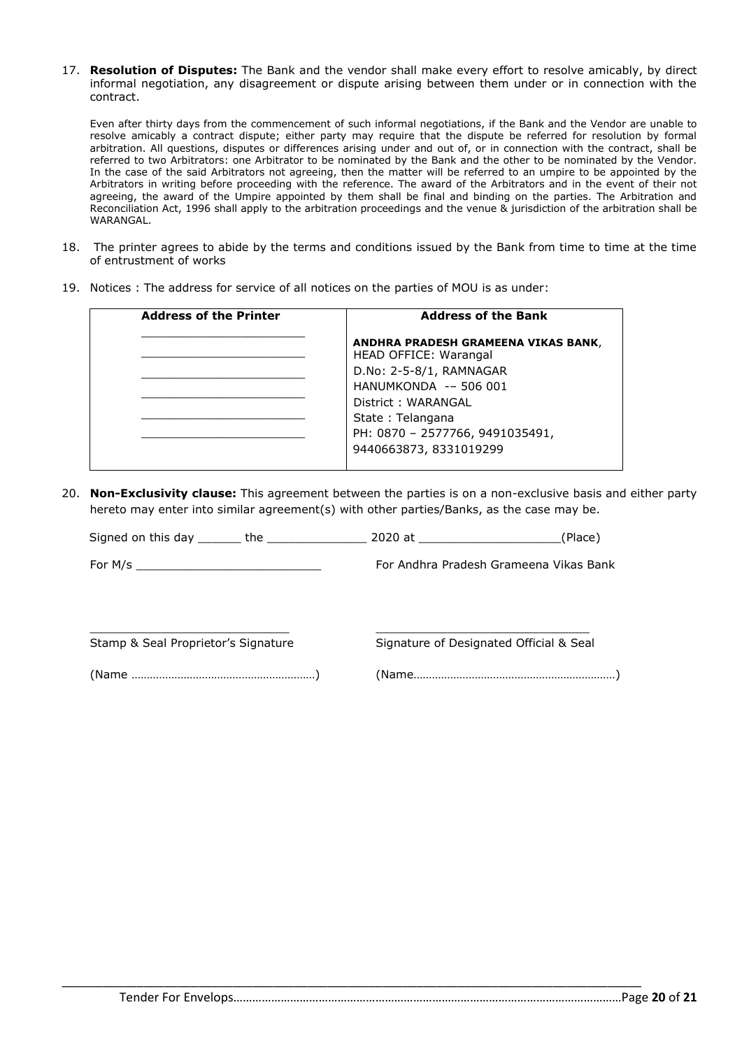17. **Resolution of Disputes:** The Bank and the vendor shall make every effort to resolve amicably, by direct informal negotiation, any disagreement or dispute arising between them under or in connection with the contract.

    Even after thirty days from the commencement of such informal negotiations, if the Bank and the Vendor are unable to resolve amicably a contract dispute; either party may require that the dispute be referred for resolution by formal arbitration. All questions, disputes or differences arising under and out of, or in connection with the contract, shall be referred to two Arbitrators: one Arbitrator to be nominated by the Bank and the other to be nominated by the Vendor. In the case of the said Arbitrators not agreeing, then the matter will be referred to an umpire to be appointed by the Arbitrators in writing before proceeding with the reference. The award of the Arbitrators and in the event of their not agreeing, the award of the Umpire appointed by them shall be final and binding on the parties. The Arbitration and Reconciliation Act, 1996 shall apply to the arbitration proceedings and the venue & jurisdiction of the arbitration shall be WARANGAL.

18. The printer agrees to abide by the terms and conditions issued by the Bank from time to time at the time of entrustment of works

19. Notices : The address for service of all notices on the parties of MOU is as under:

| Address of the Printer | Address of the Bank |
|---|---|
| ______________________<br>______________________<br>______________________<br>______________________<br>______________________<br>______________________ | **ANDHRA PRADESH GRAMEENA VIKAS BANK**,<br>HEAD OFFICE: Warangal<br>D.No: 2-5-8/1, RAMNAGAR<br>HANUMKONDA -– 506 001<br>District : WARANGAL<br>State : Telangana<br>PH: 0870 – 2577766, 9491035491,<br>9440663873, 8331019299 |

20. **Non-Exclusivity clause:** This agreement between the parties is on a non-exclusive basis and either party hereto may enter into similar agreement(s) with other parties/Banks, as the case may be.

Signed on this day ______ the ______________ 2020 at ____________________(Place)

For M/s __________________________ For Andhra Pradesh Grameena Vikas Bank

____________________________ ______________________________

Stamp & Seal Proprietor's Signature Signature of Designated Official & Seal

(Name ……………………………………………………) (Name…………………………………………………………)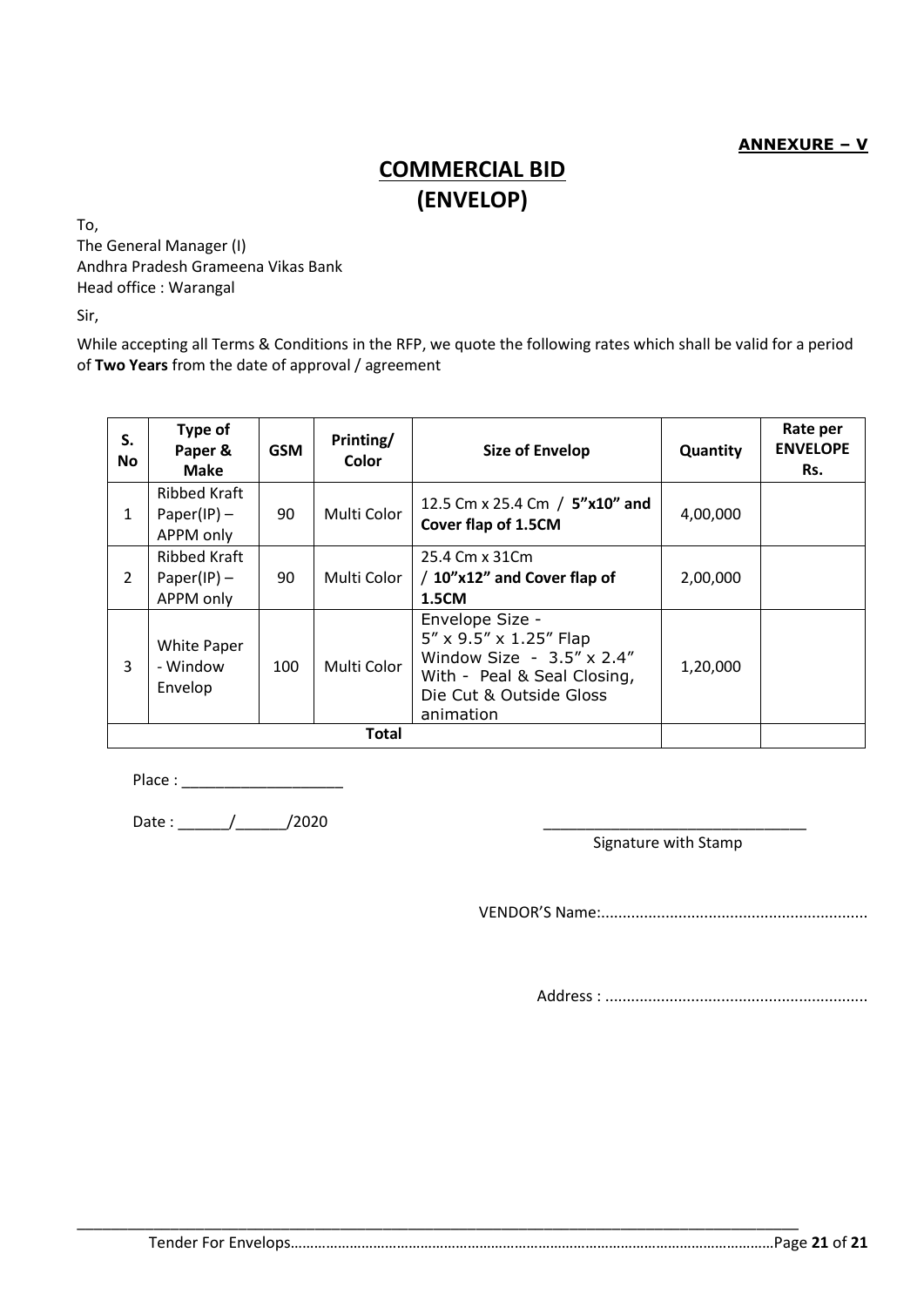**ANNEXURE – V**

# COMMERCIAL BID
# (ENVELOP)

To,
The General Manager (I)
Andhra Pradesh Grameena Vikas Bank
Head office : Warangal

Sir,

While accepting all Terms & Conditions in the RFP, we quote the following rates which shall be valid for a period of **Two Years** from the date of approval / agreement

| S. No | Type of Paper & Make | GSM | Printing/ Color | Size of Envelop | Quantity | Rate per ENVELOPE Rs. |
|---|---|---|---|---|---|---|
| 1 | Ribbed Kraft Paper(IP) – APPM only | 90 | Multi Color | 12.5 Cm x 25.4 Cm / **5"x10" and Cover flap of 1.5CM** | 4,00,000 | |
| 2 | Ribbed Kraft Paper(IP) – APPM only | 90 | Multi Color | 25.4 Cm x 31Cm / **10"x12" and Cover flap of 1.5CM** | 2,00,000 | |
| 3 | White Paper - Window Envelop | 100 | Multi Color | Envelope Size - 5" x 9.5" x 1.25" Flap Window Size - 3.5" x 2.4" With - Peal & Seal Closing, Die Cut & Outside Gloss animation | 1,20,000 | |
| **Total** | | | | | | |

Place : ___________________

Date : ______/______/2020

_______________________________
Signature with Stamp

VENDOR'S Name:.............................................................

Address : ............................................................

Tender For Envelops